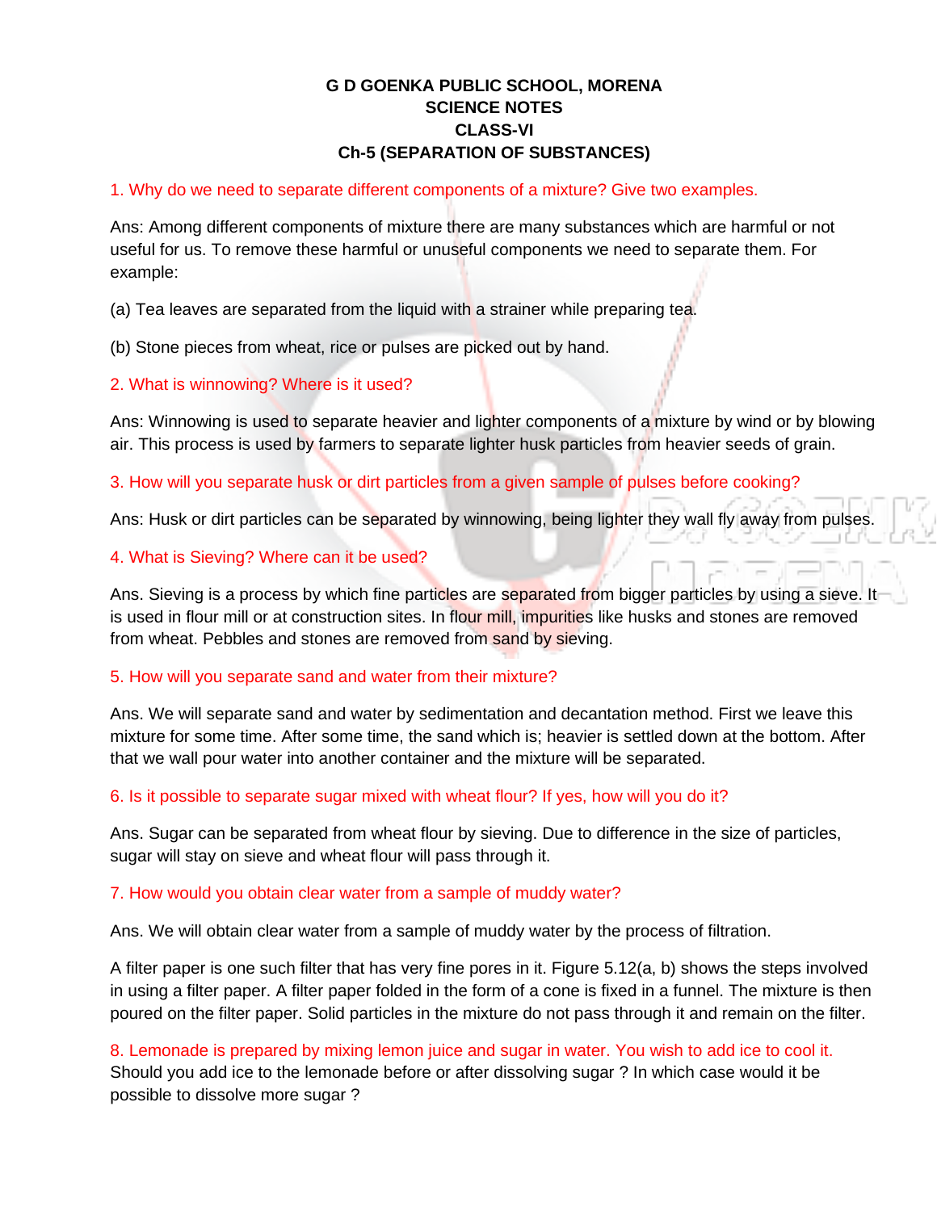# G D GOENKA PUBLIC SCHOOL, MORENA
## SCIENCE NOTES
## CLASS-VI
## Ch-5 (SEPARATION OF SUBSTANCES)

1. Why do we need to separate different components of a mixture? Give two examples.

Ans: Among different components of mixture there are many substances which are harmful or not useful for us. To remove these harmful or unuseful components we need to separate them. For example:

(a) Tea leaves are separated from the liquid with a strainer while preparing tea.

(b) Stone pieces from wheat, rice or pulses are picked out by hand.

2. What is winnowing? Where is it used?

Ans: Winnowing is used to separate heavier and lighter components of a mixture by wind or by blowing air. This process is used by farmers to separate lighter husk particles from heavier seeds of grain.

3. How will you separate husk or dirt particles from a given sample of pulses before cooking?

Ans: Husk or dirt particles can be separated by winnowing, being lighter they wall fly away from pulses.

4. What is Sieving? Where can it be used?

Ans. Sieving is a process by which fine particles are separated from bigger particles by using a sieve. It is used in flour mill or at construction sites. In flour mill, impurities like husks and stones are removed from wheat. Pebbles and stones are removed from sand by sieving.

5. How will you separate sand and water from their mixture?

Ans. We will separate sand and water by sedimentation and decantation method. First we leave this mixture for some time. After some time, the sand which is; heavier is settled down at the bottom. After that we wall pour water into another container and the mixture will be separated.

6. Is it possible to separate sugar mixed with wheat flour? If yes, how will you do it?

Ans. Sugar can be separated from wheat flour by sieving. Due to difference in the size of particles, sugar will stay on sieve and wheat flour will pass through it.

7. How would you obtain clear water from a sample of muddy water?

Ans. We will obtain clear water from a sample of muddy water by the process of filtration.

A filter paper is one such filter that has very fine pores in it. Figure 5.12(a, b) shows the steps involved in using a filter paper. A filter paper folded in the form of a cone is fixed in a funnel. The mixture is then poured on the filter paper. Solid particles in the mixture do not pass through it and remain on the filter.

8. Lemonade is prepared by mixing lemon juice and sugar in water. You wish to add ice to cool it. Should you add ice to the lemonade before or after dissolving sugar ? In which case would it be possible to dissolve more sugar ?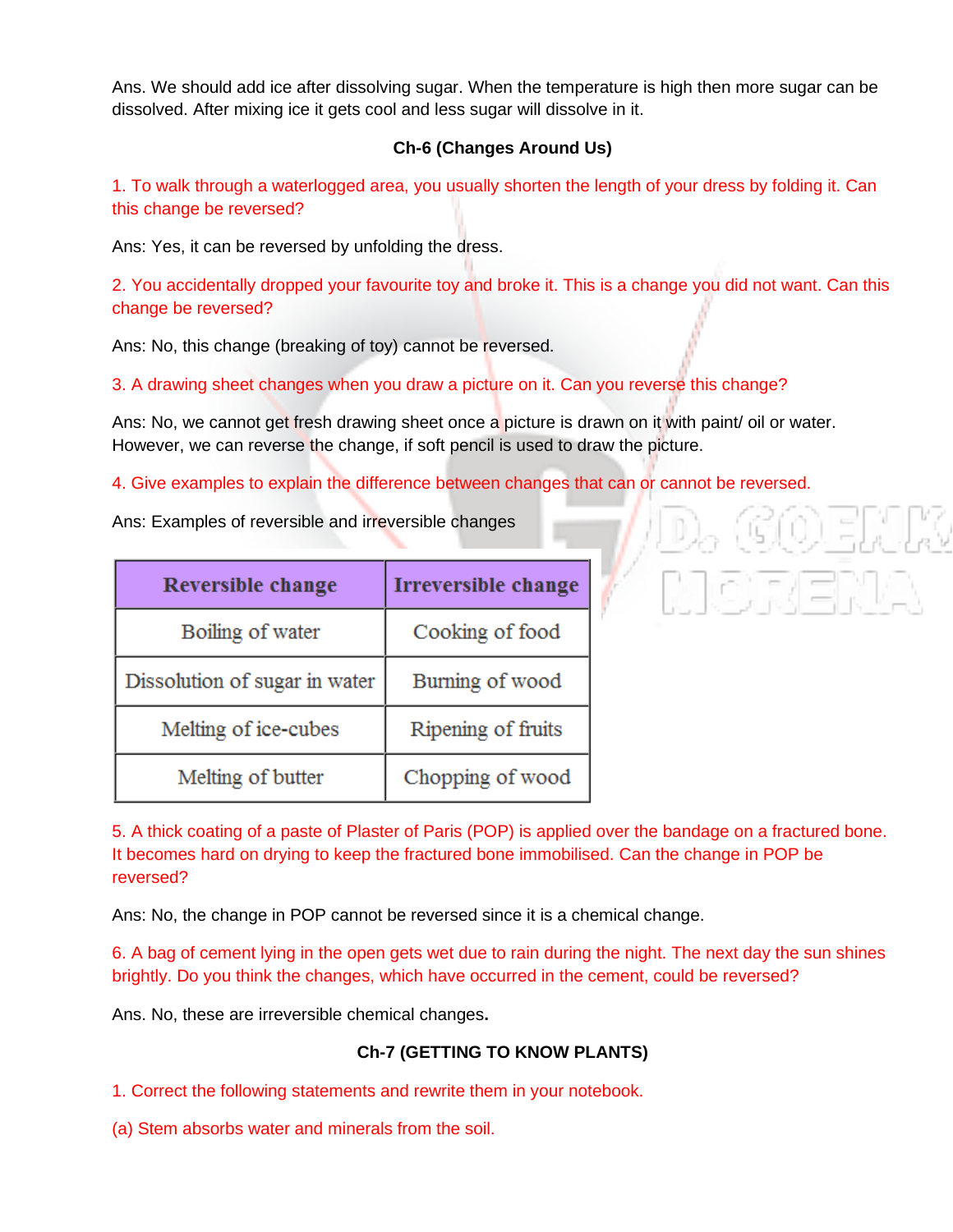Ans. We should add ice after dissolving sugar. When the temperature is high then more sugar can be dissolved. After mixing ice it gets cool and less sugar will dissolve in it.

## Ch-6 (Changes Around Us)

1. To walk through a waterlogged area, you usually shorten the length of your dress by folding it. Can this change be reversed?

Ans: Yes, it can be reversed by unfolding the dress.

2. You accidentally dropped your favourite toy and broke it. This is a change you did not want. Can this change be reversed?

Ans: No, this change (breaking of toy) cannot be reversed.

3. A drawing sheet changes when you draw a picture on it. Can you reverse this change?

Ans: No, we cannot get fresh drawing sheet once a picture is drawn on it with paint/ oil or water. However, we can reverse the change, if soft pencil is used to draw the picture.

4. Give examples to explain the difference between changes that can or cannot be reversed.

Ans: Examples of reversible and irreversible changes

| Reversible change | Irreversible change |
|---|---|
| Boiling of water | Cooking of food |
| Dissolution of sugar in water | Burning of wood |
| Melting of ice-cubes | Ripening of fruits |
| Melting of butter | Chopping of wood |

5. A thick coating of a paste of Plaster of Paris (POP) is applied over the bandage on a fractured bone. It becomes hard on drying to keep the fractured bone immobilised. Can the change in POP be reversed?

Ans: No, the change in POP cannot be reversed since it is a chemical change.

6. A bag of cement lying in the open gets wet due to rain during the night. The next day the sun shines brightly. Do you think the changes, which have occurred in the cement, could be reversed?

Ans. No, these are irreversible chemical changes.

## Ch-7 (GETTING TO KNOW PLANTS)

1. Correct the following statements and rewrite them in your notebook.

(a) Stem absorbs water and minerals from the soil.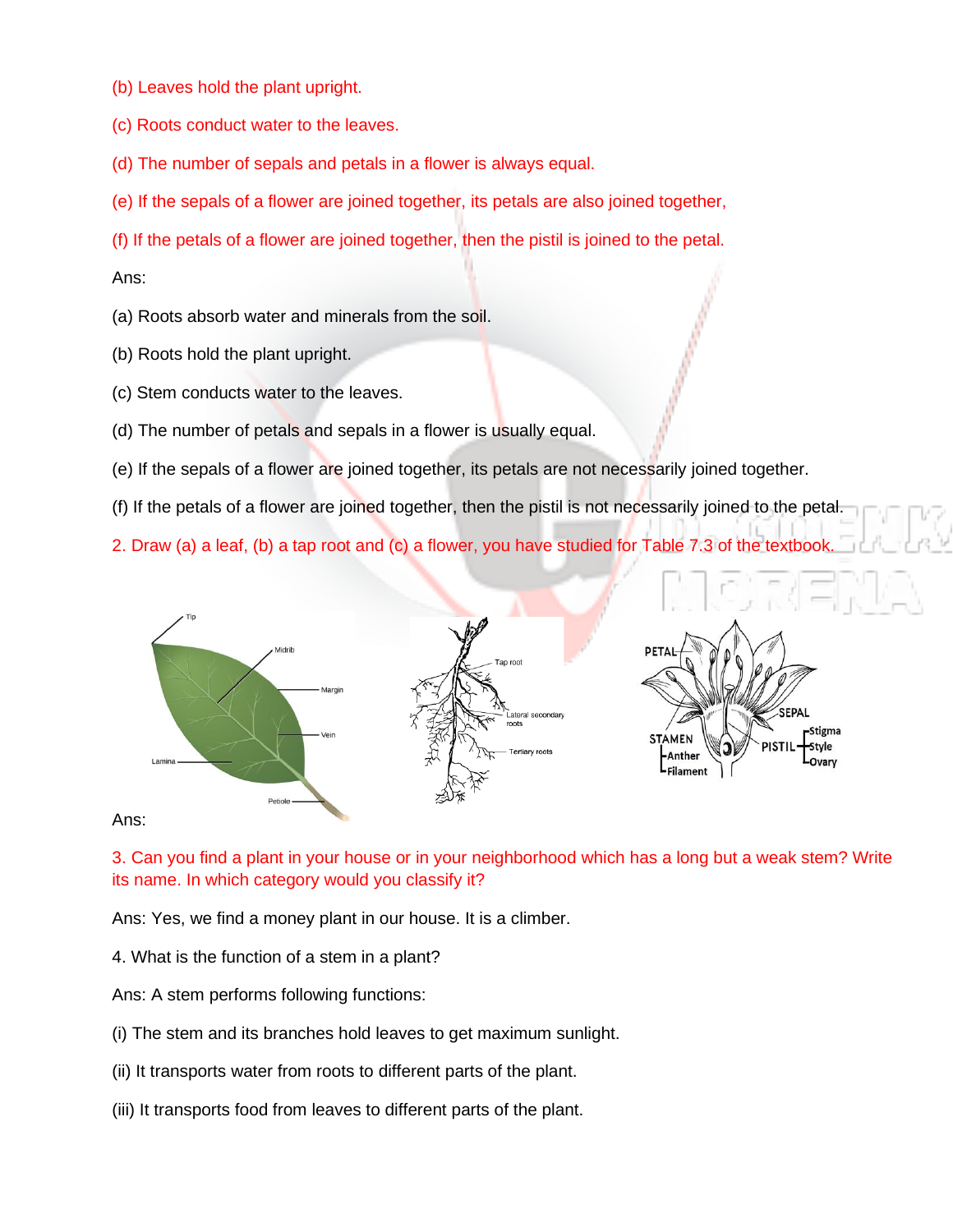(b) Leaves hold the plant upright.

(c) Roots conduct water to the leaves.

(d) The number of sepals and petals in a flower is always equal.

(e) If the sepals of a flower are joined together, its petals are also joined together,

(f) If the petals of a flower are joined together, then the pistil is joined to the petal.

Ans:

(a) Roots absorb water and minerals from the soil.

(b) Roots hold the plant upright.

(c) Stem conducts water to the leaves.

(d) The number of petals and sepals in a flower is usually equal.

(e) If the sepals of a flower are joined together, its petals are not necessarily joined together.

(f) If the petals of a flower are joined together, then the pistil is not necessarily joined to the petal.

2. Draw (a) a leaf, (b) a tap root and (c) a flower, you have studied for Table 7.3 of the textbook.

Ans:

3. Can you find a plant in your house or in your neighborhood which has a long but a weak stem? Write its name. In which category would you classify it?

Ans: Yes, we find a money plant in our house. It is a climber.

4. What is the function of a stem in a plant?

Ans: A stem performs following functions:

(i) The stem and its branches hold leaves to get maximum sunlight.

(ii) It transports water from roots to different parts of the plant.

(iii) It transports food from leaves to different parts of the plant.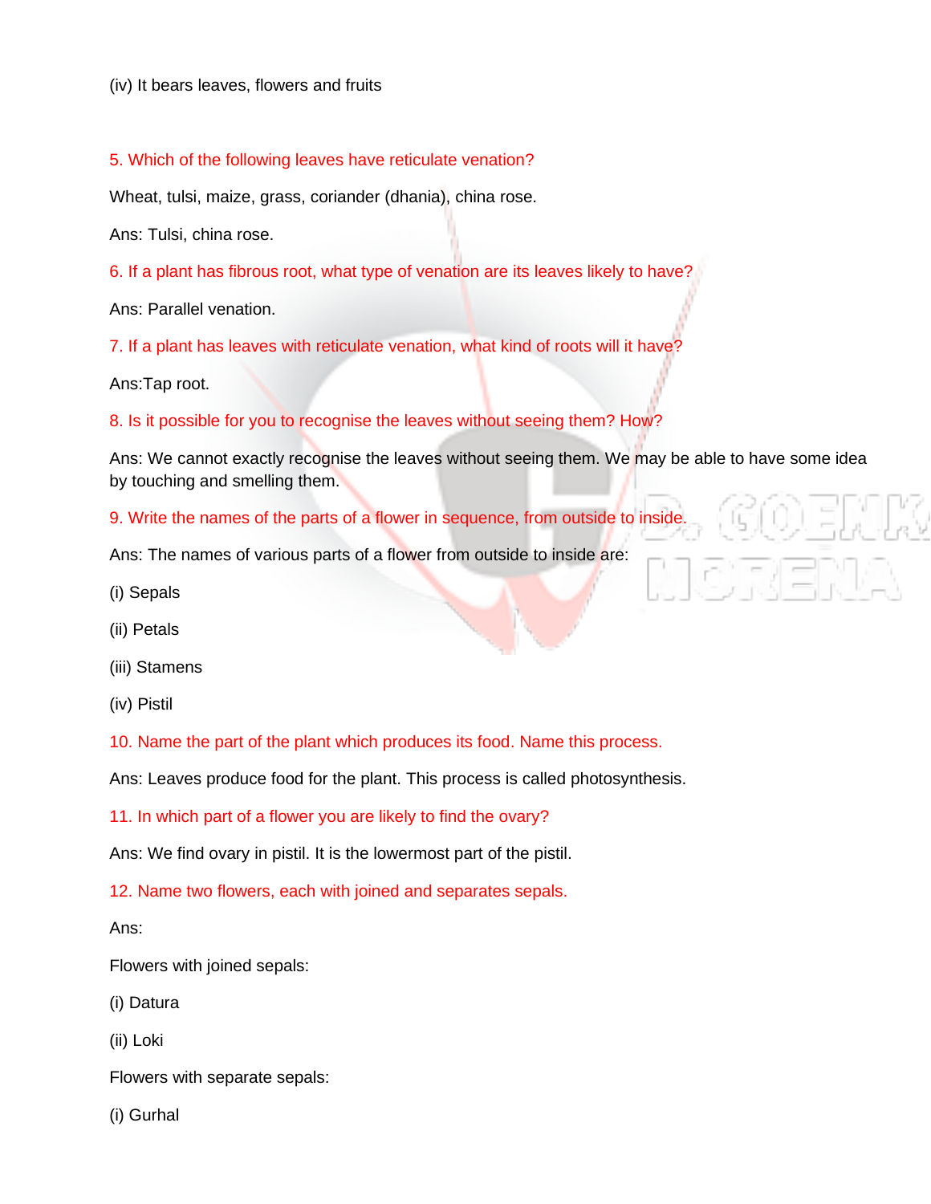(iv) It bears leaves, flowers and fruits

5. Which of the following leaves have reticulate venation?

Wheat, tulsi, maize, grass, coriander (dhania), china rose.

Ans: Tulsi, china rose.

6. If a plant has fibrous root, what type of venation are its leaves likely to have?

Ans: Parallel venation.

7. If a plant has leaves with reticulate venation, what kind of roots will it have?

Ans:Tap root.

8. Is it possible for you to recognise the leaves without seeing them? How?

Ans: We cannot exactly recognise the leaves without seeing them. We may be able to have some idea by touching and smelling them.

9. Write the names of the parts of a flower in sequence, from outside to inside.

Ans: The names of various parts of a flower from outside to inside are:

(i) Sepals

(ii) Petals

(iii) Stamens

(iv) Pistil

10. Name the part of the plant which produces its food. Name this process.

Ans: Leaves produce food for the plant. This process is called photosynthesis.

11. In which part of a flower you are likely to find the ovary?

Ans: We find ovary in pistil. It is the lowermost part of the pistil.

12. Name two flowers, each with joined and separates sepals.

Ans:

Flowers with joined sepals:

(i) Datura

(ii) Loki

Flowers with separate sepals:

(i) Gurhal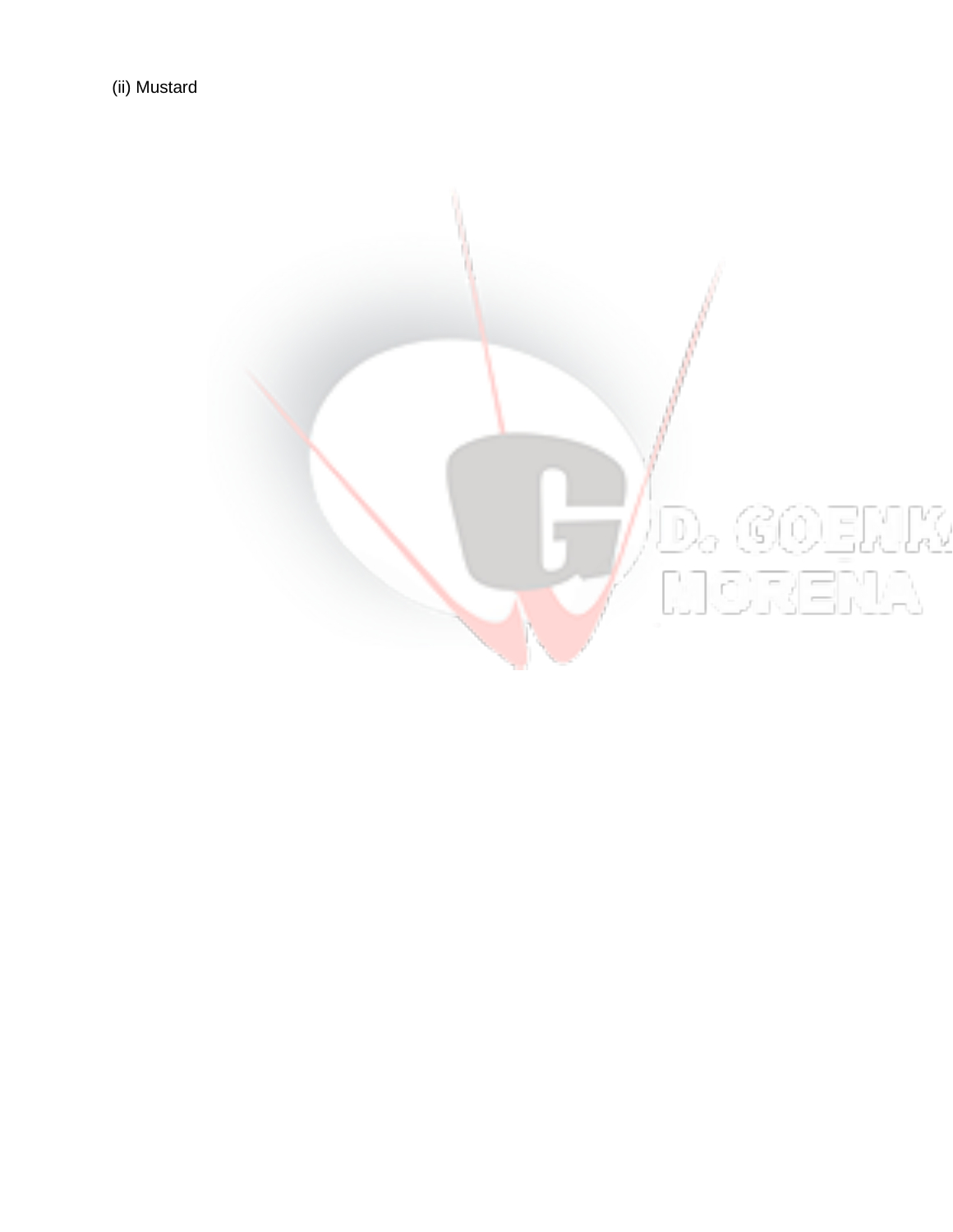(ii) Mustard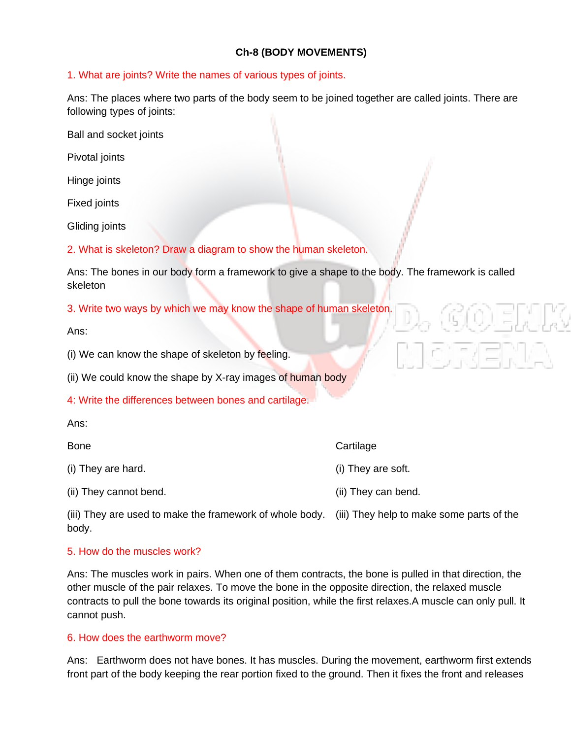## Ch-8 (BODY MOVEMENTS)

1. What are joints? Write the names of various types of joints.

Ans: The places where two parts of the body seem to be joined together are called joints. There are following types of joints:

Ball and socket joints

Pivotal joints

Hinge joints

Fixed joints

Gliding joints

2. What is skeleton? Draw a diagram to show the human skeleton.

Ans: The bones in our body form a framework to give a shape to the body. The framework is called skeleton

3. Write two ways by which we may know the shape of human skeleton.

Ans:

(i) We can know the shape of skeleton by feeling.

(ii) We could know the shape by X-ray images of human body

4: Write the differences between bones and cartilage.

Ans:

| Bone | Cartilage |
|---|---|
| (i) They are hard. | (i) They are soft. |
| (ii) They cannot bend. | (ii) They can bend. |
| (iii) They are used to make the framework of whole body. | (iii) They help to make some parts of the body. |

5. How do the muscles work?

Ans: The muscles work in pairs. When one of them contracts, the bone is pulled in that direction, the other muscle of the pair relaxes. To move the bone in the opposite direction, the relaxed muscle contracts to pull the bone towards its original position, while the first relaxes.A muscle can only pull. It cannot push.

6. How does the earthworm move?

Ans: Earthworm does not have bones. It has muscles. During the movement, earthworm first extends front part of the body keeping the rear portion fixed to the ground. Then it fixes the front and releases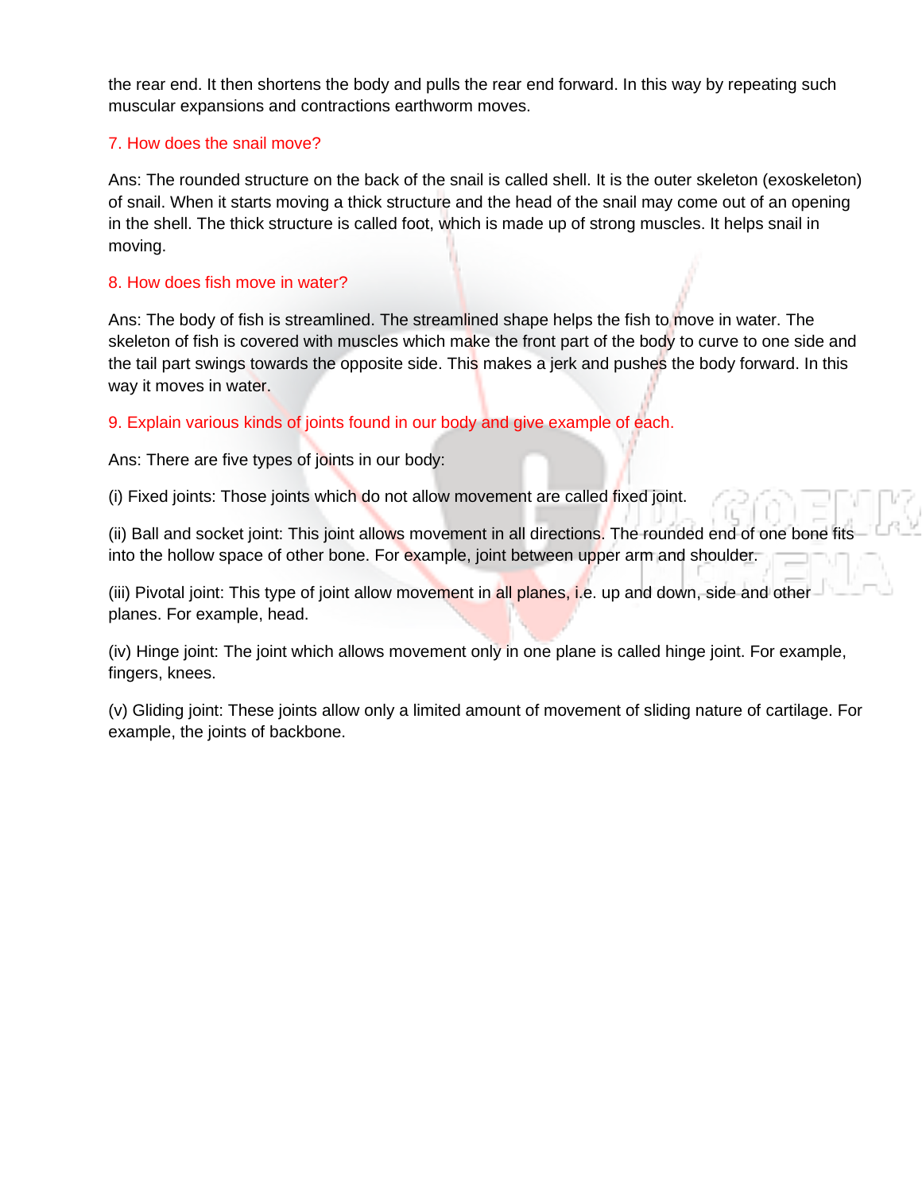the rear end. It then shortens the body and pulls the rear end forward. In this way by repeating such muscular expansions and contractions earthworm moves.

7. How does the snail move?

Ans: The rounded structure on the back of the snail is called shell. It is the outer skeleton (exoskeleton) of snail. When it starts moving a thick structure and the head of the snail may come out of an opening in the shell. The thick structure is called foot, which is made up of strong muscles. It helps snail in moving.

8. How does fish move in water?

Ans: The body of fish is streamlined. The streamlined shape helps the fish to move in water. The skeleton of fish is covered with muscles which make the front part of the body to curve to one side and the tail part swings towards the opposite side. This makes a jerk and pushes the body forward. In this way it moves in water.

9. Explain various kinds of joints found in our body and give example of each.

Ans: There are five types of joints in our body:

(i) Fixed joints: Those joints which do not allow movement are called fixed joint.

(ii) Ball and socket joint: This joint allows movement in all directions. The rounded end of one bone fits into the hollow space of other bone. For example, joint between upper arm and shoulder.

(iii) Pivotal joint: This type of joint allow movement in all planes, i.e. up and down, side and other planes. For example, head.

(iv) Hinge joint: The joint which allows movement only in one plane is called hinge joint. For example, fingers, knees.

(v) Gliding joint: These joints allow only a limited amount of movement of sliding nature of cartilage. For example, the joints of backbone.